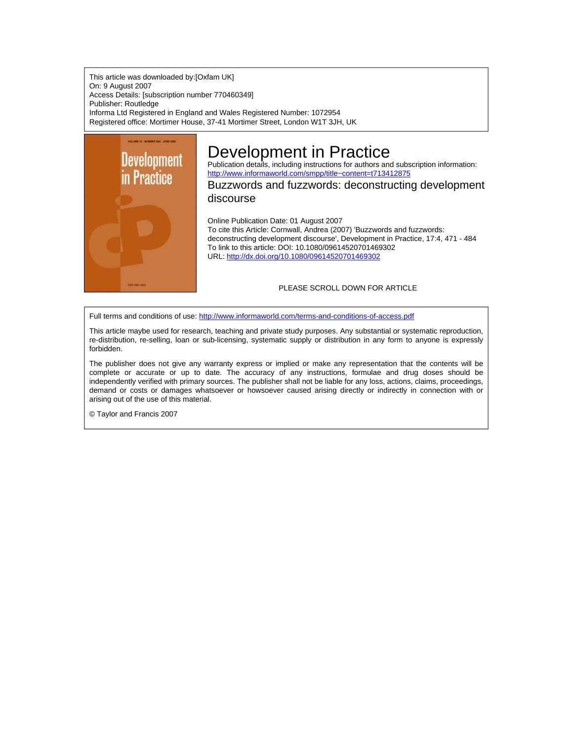This article was downloaded by:[Oxfam UK]
On: 9 August 2007
Access Details: [subscription number 770460349]
Publisher: Routledge
Informa Ltd Registered in England and Wales Registered Number: 1072954
Registered office: Mortimer House, 37-41 Mortimer Street, London W1T 3JH, UK

# Development in Practice

Publication details, including instructions for authors and subscription information:
http://www.informaworld.com/smpp/title~content=t713412875

## Buzzwords and fuzzwords: deconstructing development discourse

Online Publication Date: 01 August 2007
To cite this Article: Cornwall, Andrea (2007) 'Buzzwords and fuzzwords: deconstructing development discourse', Development in Practice, 17:4, 471 - 484
To link to this article: DOI: 10.1080/09614520701469302
URL: http://dx.doi.org/10.1080/09614520701469302

PLEASE SCROLL DOWN FOR ARTICLE

Full terms and conditions of use: http://www.informaworld.com/terms-and-conditions-of-access.pdf

This article maybe used for research, teaching and private study purposes. Any substantial or systematic reproduction, re-distribution, re-selling, loan or sub-licensing, systematic supply or distribution in any form to anyone is expressly forbidden.

The publisher does not give any warranty express or implied or make any representation that the contents will be complete or accurate or up to date. The accuracy of any instructions, formulae and drug doses should be independently verified with primary sources. The publisher shall not be liable for any loss, actions, claims, proceedings, demand or costs or damages whatsoever or howsoever caused arising directly or indirectly in connection with or arising out of the use of this material.

© Taylor and Francis 2007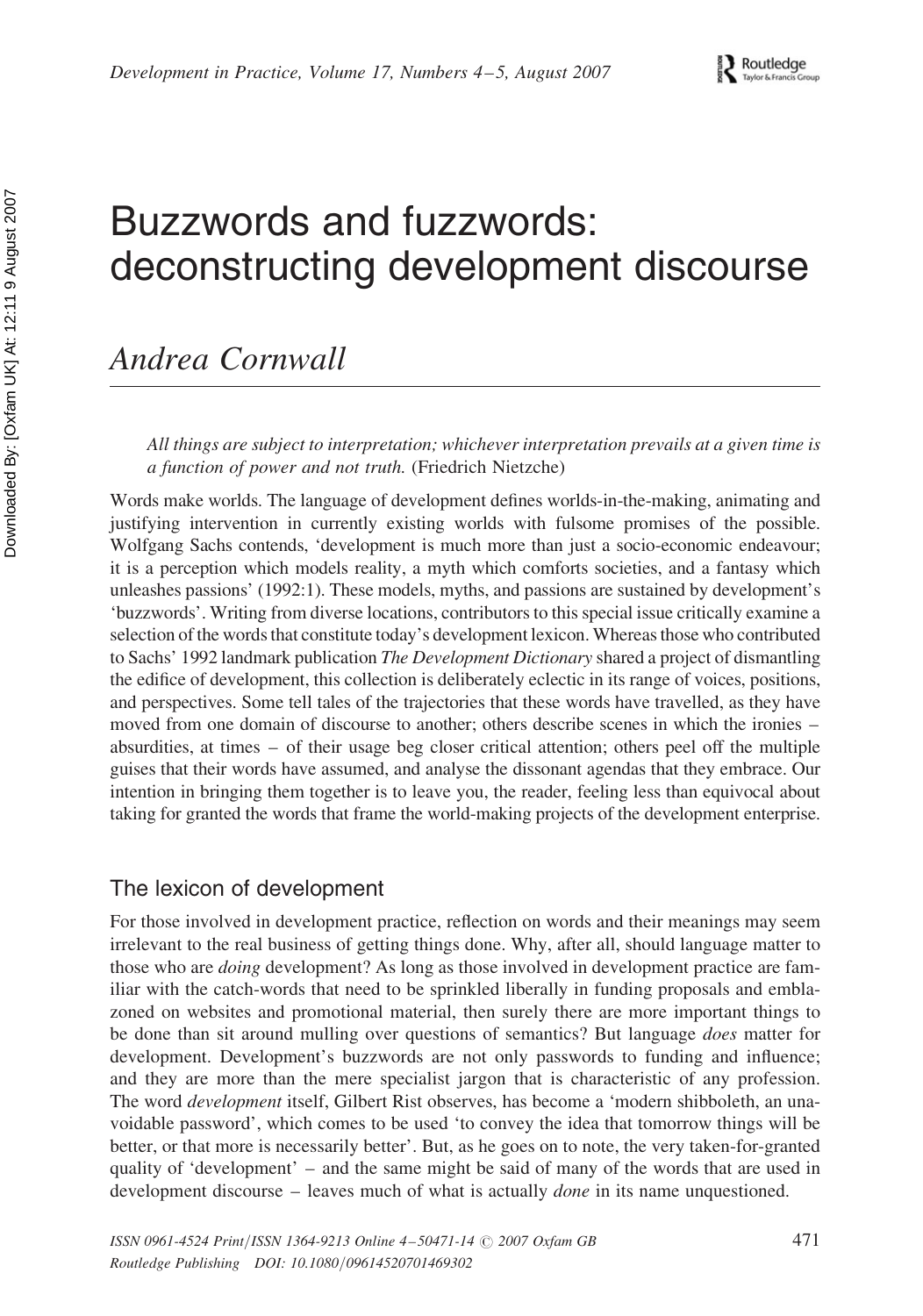# Buzzwords and fuzzwords: deconstructing development discourse

## *Andrea Cornwall*

*All things are subject to interpretation; whichever interpretation prevails at a given time is a function of power and not truth.* (Friedrich Nietzche)

Words make worlds. The language of development defines worlds-in-the-making, animating and justifying intervention in currently existing worlds with fulsome promises of the possible. Wolfgang Sachs contends, 'development is much more than just a socio-economic endeavour; it is a perception which models reality, a myth which comforts societies, and a fantasy which unleashes passions' (1992:1). These models, myths, and passions are sustained by development's 'buzzwords'. Writing from diverse locations, contributors to this special issue critically examine a selection of the words that constitute today's development lexicon. Whereas those who contributed to Sachs' 1992 landmark publication *The Development Dictionary* shared a project of dismantling the edifice of development, this collection is deliberately eclectic in its range of voices, positions, and perspectives. Some tell tales of the trajectories that these words have travelled, as they have moved from one domain of discourse to another; others describe scenes in which the ironies – absurdities, at times – of their usage beg closer critical attention; others peel off the multiple guises that their words have assumed, and analyse the dissonant agendas that they embrace. Our intention in bringing them together is to leave you, the reader, feeling less than equivocal about taking for granted the words that frame the world-making projects of the development enterprise.

## The lexicon of development

For those involved in development practice, reflection on words and their meanings may seem irrelevant to the real business of getting things done. Why, after all, should language matter to those who are *doing* development? As long as those involved in development practice are familiar with the catch-words that need to be sprinkled liberally in funding proposals and emblazoned on websites and promotional material, then surely there are more important things to be done than sit around mulling over questions of semantics? But language *does* matter for development. Development's buzzwords are not only passwords to funding and influence; and they are more than the mere specialist jargon that is characteristic of any profession. The word *development* itself, Gilbert Rist observes, has become a 'modern shibboleth, an unavoidable password', which comes to be used 'to convey the idea that tomorrow things will be better, or that more is necessarily better'. But, as he goes on to note, the very taken-for-granted quality of 'development' – and the same might be said of many of the words that are used in development discourse – leaves much of what is actually *done* in its name unquestioned.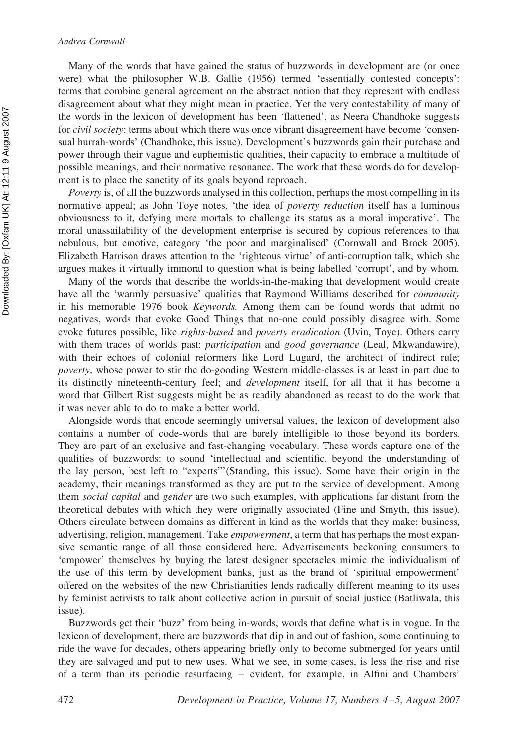Many of the words that have gained the status of buzzwords in development are (or once were) what the philosopher W.B. Gallie (1956) termed 'essentially contested concepts': terms that combine general agreement on the abstract notion that they represent with endless disagreement about what they might mean in practice. Yet the very contestability of many of the words in the lexicon of development has been 'flattened', as Neera Chandhoke suggests for *civil society*: terms about which there was once vibrant disagreement have become 'consensual hurrah-words' (Chandhoke, this issue). Development's buzzwords gain their purchase and power through their vague and euphemistic qualities, their capacity to embrace a multitude of possible meanings, and their normative resonance. The work that these words do for development is to place the sanctity of its goals beyond reproach.

*Poverty* is, of all the buzzwords analysed in this collection, perhaps the most compelling in its normative appeal; as John Toye notes, 'the idea of *poverty reduction* itself has a luminous obviousness to it, defying mere mortals to challenge its status as a moral imperative'. The moral unassailability of the development enterprise is secured by copious references to that nebulous, but emotive, category 'the poor and marginalised' (Cornwall and Brock 2005). Elizabeth Harrison draws attention to the 'righteous virtue' of anti-corruption talk, which she argues makes it virtually immoral to question what is being labelled 'corrupt', and by whom.

Many of the words that describe the worlds-in-the-making that development would create have all the 'warmly persuasive' qualities that Raymond Williams described for *community* in his memorable 1976 book *Keywords.* Among them can be found words that admit no negatives, words that evoke Good Things that no-one could possibly disagree with. Some evoke futures possible, like *rights-based* and *poverty eradication* (Uvin, Toye). Others carry with them traces of worlds past: *participation* and *good governance* (Leal, Mkwandawire), with their echoes of colonial reformers like Lord Lugard, the architect of indirect rule; *poverty*, whose power to stir the do-gooding Western middle-classes is at least in part due to its distinctly nineteenth-century feel; and *development* itself, for all that it has become a word that Gilbert Rist suggests might be as readily abandoned as recast to do the work that it was never able to do to make a better world.

Alongside words that encode seemingly universal values, the lexicon of development also contains a number of code-words that are barely intelligible to those beyond its borders. They are part of an exclusive and fast-changing vocabulary. These words capture one of the qualities of buzzwords: to sound 'intellectual and scientific, beyond the understanding of the lay person, best left to "experts"'(Standing, this issue). Some have their origin in the academy, their meanings transformed as they are put to the service of development. Among them *social capital* and *gender* are two such examples, with applications far distant from the theoretical debates with which they were originally associated (Fine and Smyth, this issue). Others circulate between domains as different in kind as the worlds that they make: business, advertising, religion, management. Take *empowerment*, a term that has perhaps the most expansive semantic range of all those considered here. Advertisements beckoning consumers to 'empower' themselves by buying the latest designer spectacles mimic the individualism of the use of this term by development banks, just as the brand of 'spiritual empowerment' offered on the websites of the new Christianities lends radically different meaning to its uses by feminist activists to talk about collective action in pursuit of social justice (Batliwala, this issue).

Buzzwords get their 'buzz' from being in-words, words that define what is in vogue. In the lexicon of development, there are buzzwords that dip in and out of fashion, some continuing to ride the wave for decades, others appearing briefly only to become submerged for years until they are salvaged and put to new uses. What we see, in some cases, is less the rise and rise of a term than its periodic resurfacing – evident, for example, in Alfini and Chambers'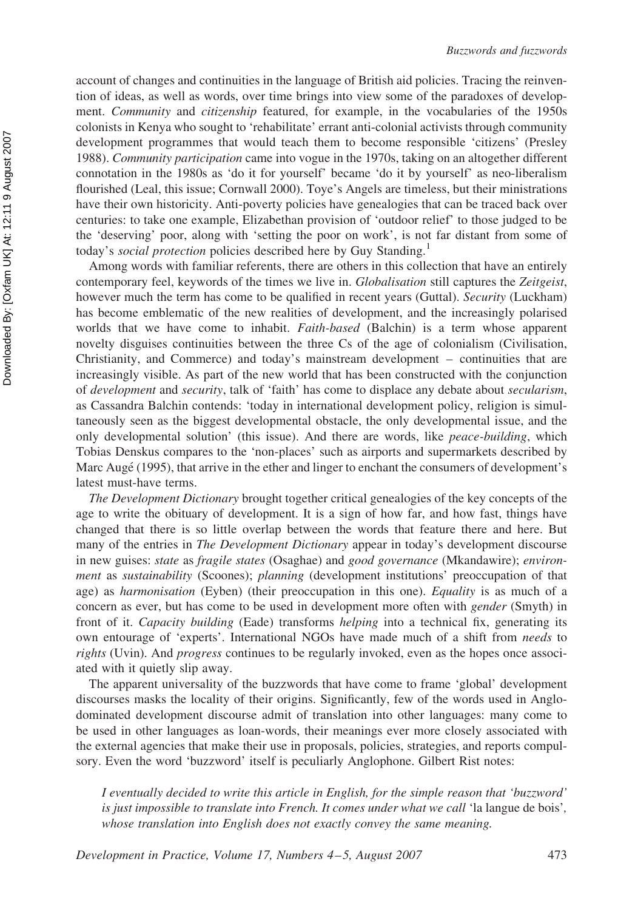account of changes and continuities in the language of British aid policies. Tracing the reinvention of ideas, as well as words, over time brings into view some of the paradoxes of development. *Community* and *citizenship* featured, for example, in the vocabularies of the 1950s colonists in Kenya who sought to 'rehabilitate' errant anti-colonial activists through community development programmes that would teach them to become responsible 'citizens' (Presley 1988). *Community participation* came into vogue in the 1970s, taking on an altogether different connotation in the 1980s as 'do it for yourself' became 'do it by yourself' as neo-liberalism flourished (Leal, this issue; Cornwall 2000). Toye's Angels are timeless, but their ministrations have their own historicity. Anti-poverty policies have genealogies that can be traced back over centuries: to take one example, Elizabethan provision of 'outdoor relief' to those judged to be the 'deserving' poor, along with 'setting the poor on work', is not far distant from some of today's *social protection* policies described here by Guy Standing.[1]

Among words with familiar referents, there are others in this collection that have an entirely contemporary feel, keywords of the times we live in. *Globalisation* still captures the *Zeitgeist*, however much the term has come to be qualified in recent years (Guttal). *Security* (Luckham) has become emblematic of the new realities of development, and the increasingly polarised worlds that we have come to inhabit. *Faith-based* (Balchin) is a term whose apparent novelty disguises continuities between the three Cs of the age of colonialism (Civilisation, Christianity, and Commerce) and today's mainstream development – continuities that are increasingly visible. As part of the new world that has been constructed with the conjunction of *development* and *security*, talk of 'faith' has come to displace any debate about *secularism*, as Cassandra Balchin contends: 'today in international development policy, religion is simultaneously seen as the biggest developmental obstacle, the only developmental issue, and the only developmental solution' (this issue). And there are words, like *peace-building*, which Tobias Denskus compares to the 'non-places' such as airports and supermarkets described by Marc Augé (1995), that arrive in the ether and linger to enchant the consumers of development's latest must-have terms.

*The Development Dictionary* brought together critical genealogies of the key concepts of the age to write the obituary of development. It is a sign of how far, and how fast, things have changed that there is so little overlap between the words that feature there and here. But many of the entries in *The Development Dictionary* appear in today's development discourse in new guises: *state* as *fragile states* (Osaghae) and *good governance* (Mkandawire); *environment* as *sustainability* (Scoones); *planning* (development institutions' preoccupation of that age) as *harmonisation* (Eyben) (their preoccupation in this one). *Equality* is as much of a concern as ever, but has come to be used in development more often with *gender* (Smyth) in front of it. *Capacity building* (Eade) transforms *helping* into a technical fix, generating its own entourage of 'experts'. International NGOs have made much of a shift from *needs* to *rights* (Uvin). And *progress* continues to be regularly invoked, even as the hopes once associated with it quietly slip away.

The apparent universality of the buzzwords that have come to frame 'global' development discourses masks the locality of their origins. Significantly, few of the words used in Anglo-dominated development discourse admit of translation into other languages: many come to be used in other languages as loan-words, their meanings ever more closely associated with the external agencies that make their use in proposals, policies, strategies, and reports compulsory. Even the word 'buzzword' itself is peculiarly Anglophone. Gilbert Rist notes:

> *I eventually decided to write this article in English, for the simple reason that 'buzzword' is just impossible to translate into French. It comes under what we call* 'la langue de bois'*, whose translation into English does not exactly convey the same meaning.*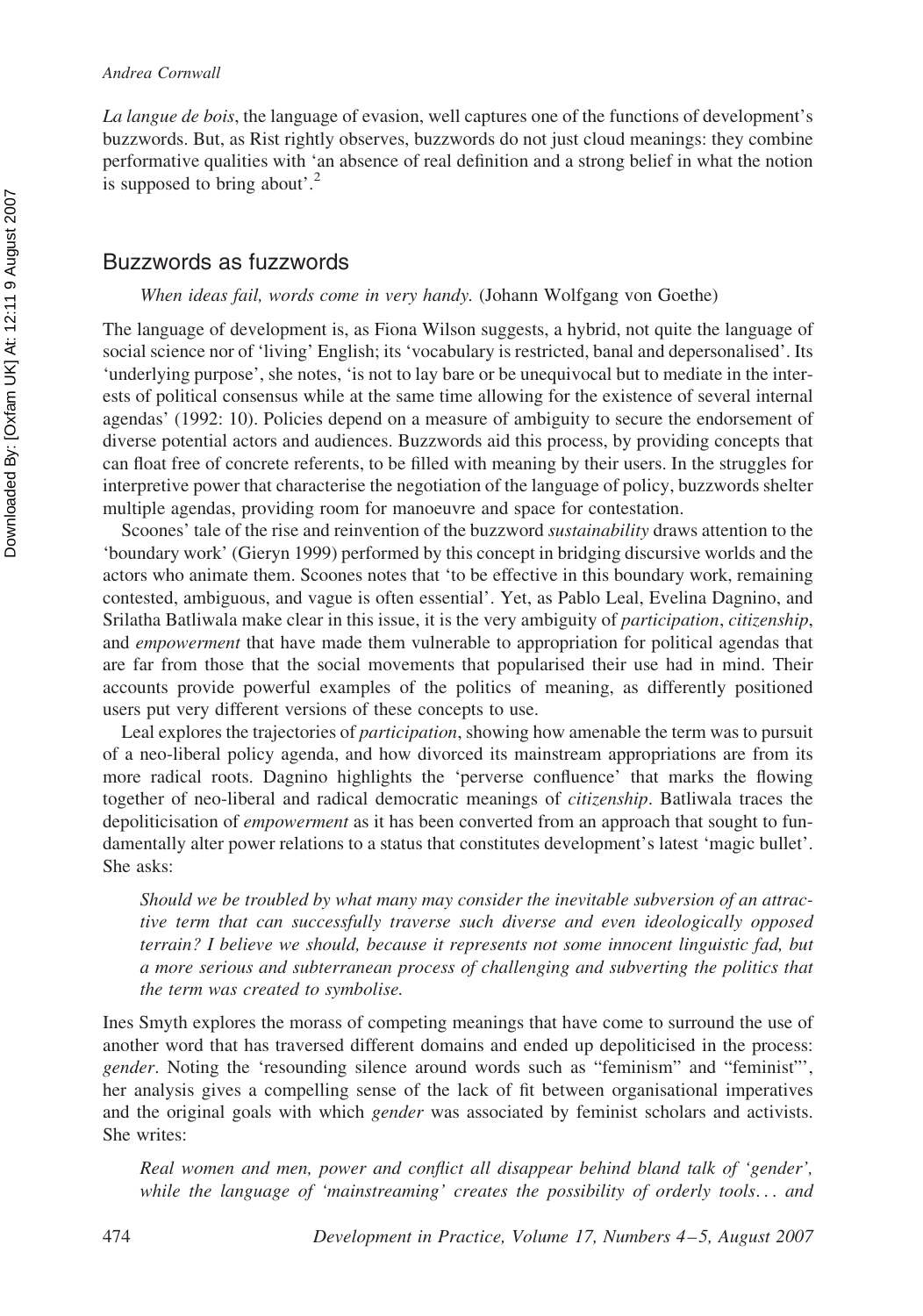*La langue de bois*, the language of evasion, well captures one of the functions of development's buzzwords. But, as Rist rightly observes, buzzwords do not just cloud meanings: they combine performative qualities with 'an absence of real definition and a strong belief in what the notion is supposed to bring about'.[2]

## Buzzwords as fuzzwords

*When ideas fail, words come in very handy.* (Johann Wolfgang von Goethe)

The language of development is, as Fiona Wilson suggests, a hybrid, not quite the language of social science nor of 'living' English; its 'vocabulary is restricted, banal and depersonalised'. Its 'underlying purpose', she notes, 'is not to lay bare or be unequivocal but to mediate in the interests of political consensus while at the same time allowing for the existence of several internal agendas' (1992: 10). Policies depend on a measure of ambiguity to secure the endorsement of diverse potential actors and audiences. Buzzwords aid this process, by providing concepts that can float free of concrete referents, to be filled with meaning by their users. In the struggles for interpretive power that characterise the negotiation of the language of policy, buzzwords shelter multiple agendas, providing room for manoeuvre and space for contestation.

Scoones' tale of the rise and reinvention of the buzzword *sustainability* draws attention to the 'boundary work' (Gieryn 1999) performed by this concept in bridging discursive worlds and the actors who animate them. Scoones notes that 'to be effective in this boundary work, remaining contested, ambiguous, and vague is often essential'. Yet, as Pablo Leal, Evelina Dagnino, and Srilatha Batliwala make clear in this issue, it is the very ambiguity of *participation*, *citizenship*, and *empowerment* that have made them vulnerable to appropriation for political agendas that are far from those that the social movements that popularised their use had in mind. Their accounts provide powerful examples of the politics of meaning, as differently positioned users put very different versions of these concepts to use.

Leal explores the trajectories of *participation*, showing how amenable the term was to pursuit of a neo-liberal policy agenda, and how divorced its mainstream appropriations are from its more radical roots. Dagnino highlights the 'perverse confluence' that marks the flowing together of neo-liberal and radical democratic meanings of *citizenship*. Batliwala traces the depoliticisation of *empowerment* as it has been converted from an approach that sought to fundamentally alter power relations to a status that constitutes development's latest 'magic bullet'. She asks:

> *Should we be troubled by what many may consider the inevitable subversion of an attractive term that can successfully traverse such diverse and even ideologically opposed terrain? I believe we should, because it represents not some innocent linguistic fad, but a more serious and subterranean process of challenging and subverting the politics that the term was created to symbolise.*

Ines Smyth explores the morass of competing meanings that have come to surround the use of another word that has traversed different domains and ended up depoliticised in the process: *gender*. Noting the 'resounding silence around words such as "feminism" and "feminist"', her analysis gives a compelling sense of the lack of fit between organisational imperatives and the original goals with which *gender* was associated by feminist scholars and activists. She writes:

> *Real women and men, power and conflict all disappear behind bland talk of 'gender', while the language of 'mainstreaming' creates the possibility of orderly tools... and*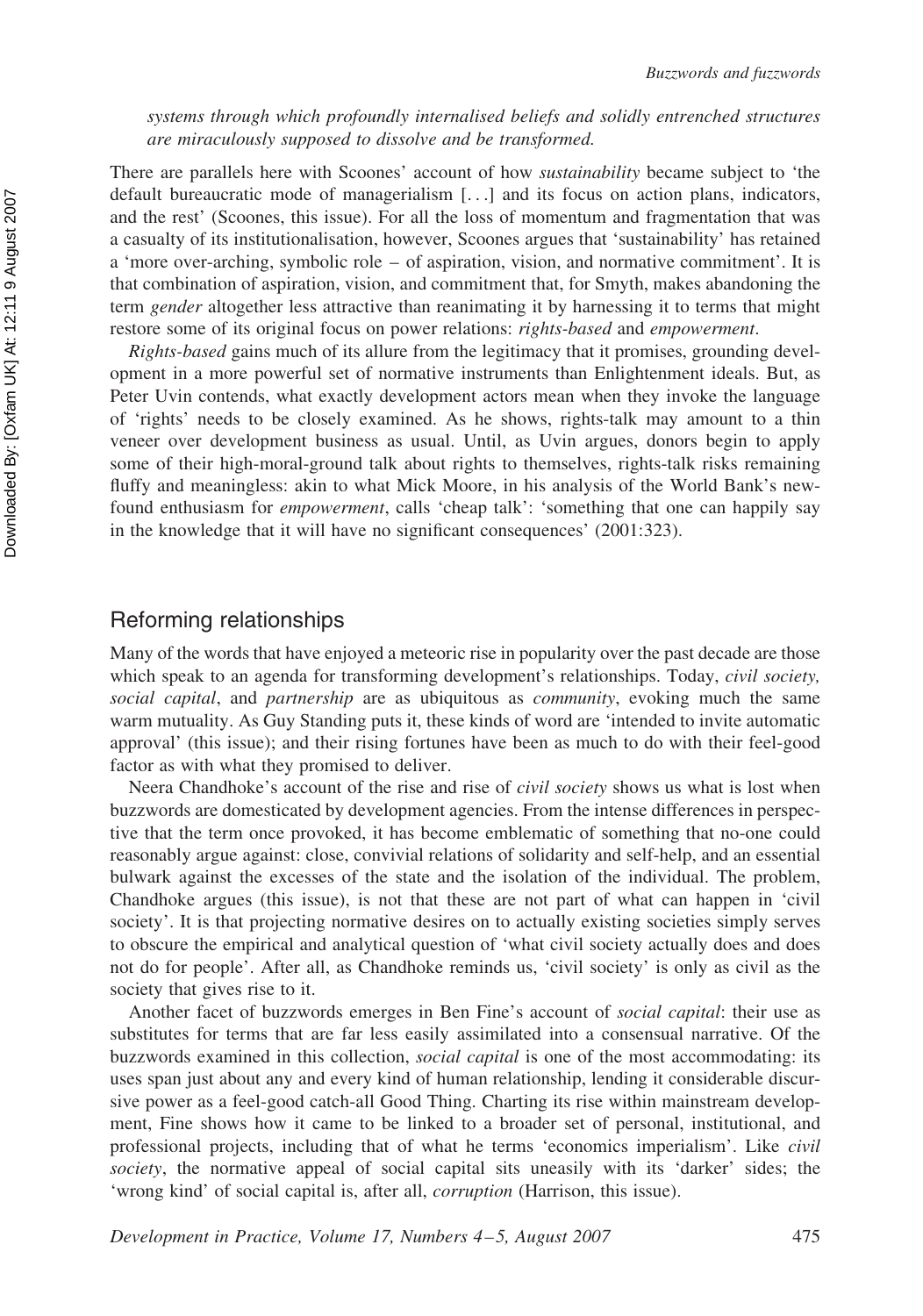*systems through which profoundly internalised beliefs and solidly entrenched structures are miraculously supposed to dissolve and be transformed.*

There are parallels here with Scoones' account of how *sustainability* became subject to 'the default bureaucratic mode of managerialism [. . .] and its focus on action plans, indicators, and the rest' (Scoones, this issue). For all the loss of momentum and fragmentation that was a casualty of its institutionalisation, however, Scoones argues that 'sustainability' has retained a 'more over-arching, symbolic role – of aspiration, vision, and normative commitment'. It is that combination of aspiration, vision, and commitment that, for Smyth, makes abandoning the term *gender* altogether less attractive than reanimating it by harnessing it to terms that might restore some of its original focus on power relations: *rights-based* and *empowerment*.

*Rights-based* gains much of its allure from the legitimacy that it promises, grounding development in a more powerful set of normative instruments than Enlightenment ideals. But, as Peter Uvin contends, what exactly development actors mean when they invoke the language of 'rights' needs to be closely examined. As he shows, rights-talk may amount to a thin veneer over development business as usual. Until, as Uvin argues, donors begin to apply some of their high-moral-ground talk about rights to themselves, rights-talk risks remaining fluffy and meaningless: akin to what Mick Moore, in his analysis of the World Bank's new-found enthusiasm for *empowerment*, calls 'cheap talk': 'something that one can happily say in the knowledge that it will have no significant consequences' (2001:323).

## Reforming relationships

Many of the words that have enjoyed a meteoric rise in popularity over the past decade are those which speak to an agenda for transforming development's relationships. Today, *civil society, social capital*, and *partnership* are as ubiquitous as *community*, evoking much the same warm mutuality. As Guy Standing puts it, these kinds of word are 'intended to invite automatic approval' (this issue); and their rising fortunes have been as much to do with their feel-good factor as with what they promised to deliver.

Neera Chandhoke's account of the rise and rise of *civil society* shows us what is lost when buzzwords are domesticated by development agencies. From the intense differences in perspective that the term once provoked, it has become emblematic of something that no-one could reasonably argue against: close, convivial relations of solidarity and self-help, and an essential bulwark against the excesses of the state and the isolation of the individual. The problem, Chandhoke argues (this issue), is not that these are not part of what can happen in 'civil society'. It is that projecting normative desires on to actually existing societies simply serves to obscure the empirical and analytical question of 'what civil society actually does and does not do for people'. After all, as Chandhoke reminds us, 'civil society' is only as civil as the society that gives rise to it.

Another facet of buzzwords emerges in Ben Fine's account of *social capital*: their use as substitutes for terms that are far less easily assimilated into a consensual narrative. Of the buzzwords examined in this collection, *social capital* is one of the most accommodating: its uses span just about any and every kind of human relationship, lending it considerable discursive power as a feel-good catch-all Good Thing. Charting its rise within mainstream development, Fine shows how it came to be linked to a broader set of personal, institutional, and professional projects, including that of what he terms 'economics imperialism'. Like *civil society*, the normative appeal of social capital sits uneasily with its 'darker' sides; the 'wrong kind' of social capital is, after all, *corruption* (Harrison, this issue).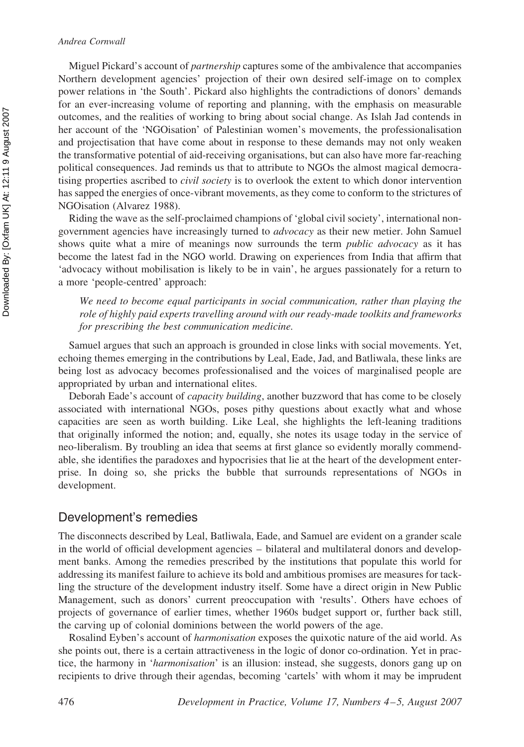Miguel Pickard's account of *partnership* captures some of the ambivalence that accompanies Northern development agencies' projection of their own desired self-image on to complex power relations in 'the South'. Pickard also highlights the contradictions of donors' demands for an ever-increasing volume of reporting and planning, with the emphasis on measurable outcomes, and the realities of working to bring about social change. As Islah Jad contends in her account of the 'NGOisation' of Palestinian women's movements, the professionalisation and projectisation that have come about in response to these demands may not only weaken the transformative potential of aid-receiving organisations, but can also have more far-reaching political consequences. Jad reminds us that to attribute to NGOs the almost magical democratising properties ascribed to *civil society* is to overlook the extent to which donor intervention has sapped the energies of once-vibrant movements, as they come to conform to the strictures of NGOisation (Alvarez 1988).

Riding the wave as the self-proclaimed champions of 'global civil society', international non-government agencies have increasingly turned to *advocacy* as their new metier. John Samuel shows quite what a mire of meanings now surrounds the term *public advocacy* as it has become the latest fad in the NGO world. Drawing on experiences from India that affirm that 'advocacy without mobilisation is likely to be in vain', he argues passionately for a return to a more 'people-centred' approach:

> *We need to become equal participants in social communication, rather than playing the role of highly paid experts travelling around with our ready-made toolkits and frameworks for prescribing the best communication medicine.*

Samuel argues that such an approach is grounded in close links with social movements. Yet, echoing themes emerging in the contributions by Leal, Eade, Jad, and Batliwala, these links are being lost as advocacy becomes professionalised and the voices of marginalised people are appropriated by urban and international elites.

Deborah Eade's account of *capacity building*, another buzzword that has come to be closely associated with international NGOs, poses pithy questions about exactly what and whose capacities are seen as worth building. Like Leal, she highlights the left-leaning traditions that originally informed the notion; and, equally, she notes its usage today in the service of neo-liberalism. By troubling an idea that seems at first glance so evidently morally commendable, she identifies the paradoxes and hypocrisies that lie at the heart of the development enterprise. In doing so, she pricks the bubble that surrounds representations of NGOs in development.

## Development's remedies

The disconnects described by Leal, Batliwala, Eade, and Samuel are evident on a grander scale in the world of official development agencies – bilateral and multilateral donors and development banks. Among the remedies prescribed by the institutions that populate this world for addressing its manifest failure to achieve its bold and ambitious promises are measures for tackling the structure of the development industry itself. Some have a direct origin in New Public Management, such as donors' current preoccupation with 'results'. Others have echoes of projects of governance of earlier times, whether 1960s budget support or, further back still, the carving up of colonial dominions between the world powers of the age.

Rosalind Eyben's account of *harmonisation* exposes the quixotic nature of the aid world. As she points out, there is a certain attractiveness in the logic of donor co-ordination. Yet in practice, the harmony in '*harmonisation*' is an illusion: instead, she suggests, donors gang up on recipients to drive through their agendas, becoming 'cartels' with whom it may be imprudent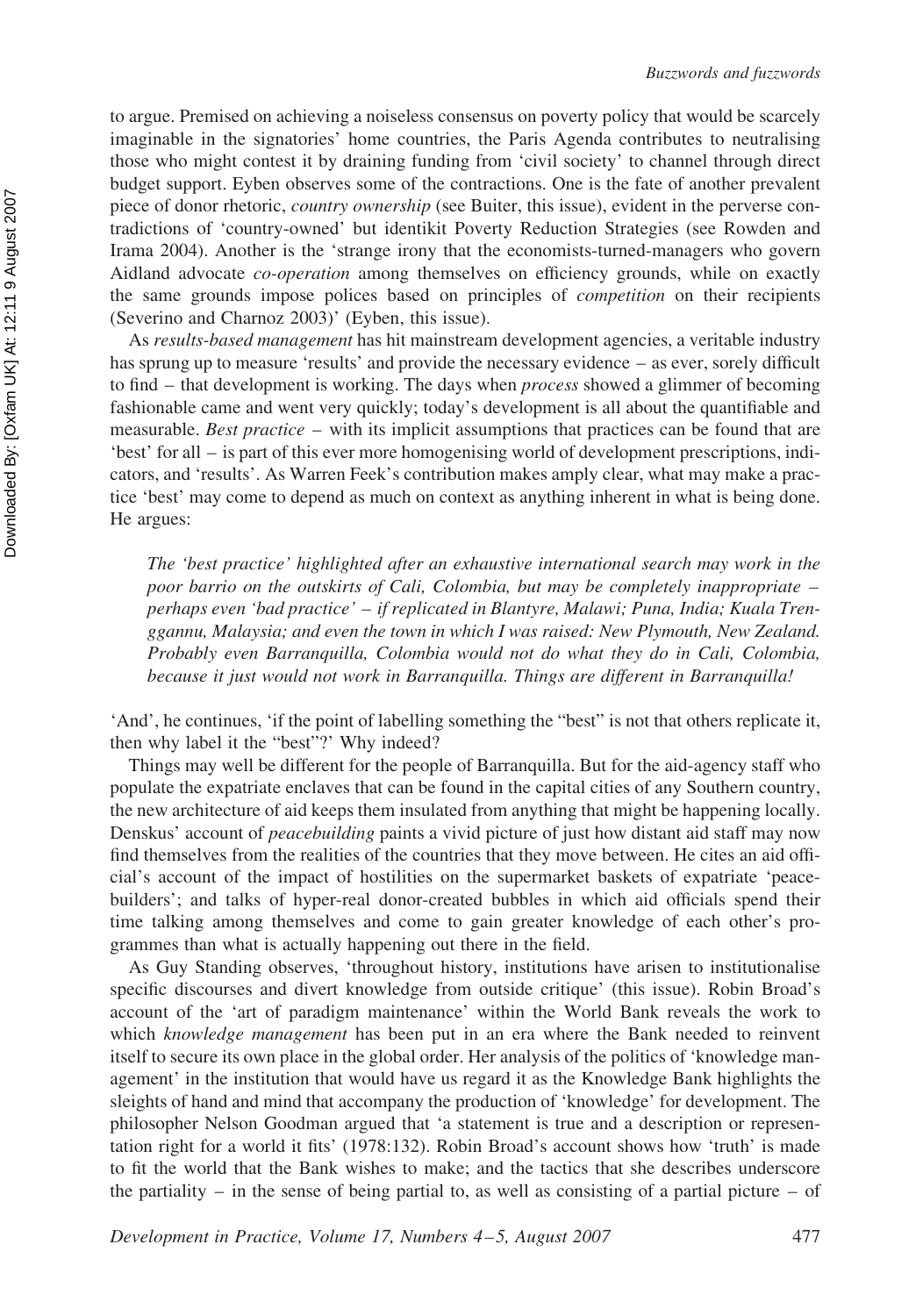to argue. Premised on achieving a noiseless consensus on poverty policy that would be scarcely imaginable in the signatories' home countries, the Paris Agenda contributes to neutralising those who might contest it by draining funding from 'civil society' to channel through direct budget support. Eyben observes some of the contractions. One is the fate of another prevalent piece of donor rhetoric, *country ownership* (see Buiter, this issue), evident in the perverse contradictions of 'country-owned' but identikit Poverty Reduction Strategies (see Rowden and Irama 2004). Another is the 'strange irony that the economists-turned-managers who govern Aidland advocate *co-operation* among themselves on efficiency grounds, while on exactly the same grounds impose polices based on principles of *competition* on their recipients (Severino and Charnoz 2003)' (Eyben, this issue).

As *results-based management* has hit mainstream development agencies, a veritable industry has sprung up to measure 'results' and provide the necessary evidence – as ever, sorely difficult to find – that development is working. The days when *process* showed a glimmer of becoming fashionable came and went very quickly; today's development is all about the quantifiable and measurable. *Best practice* – with its implicit assumptions that practices can be found that are 'best' for all – is part of this ever more homogenising world of development prescriptions, indicators, and 'results'. As Warren Feek's contribution makes amply clear, what may make a practice 'best' may come to depend as much on context as anything inherent in what is being done. He argues:

> *The 'best practice' highlighted after an exhaustive international search may work in the poor barrio on the outskirts of Cali, Colombia, but may be completely inappropriate – perhaps even 'bad practice' – if replicated in Blantyre, Malawi; Puna, India; Kuala Trengannu, Malaysia; and even the town in which I was raised: New Plymouth, New Zealand. Probably even Barranquilla, Colombia would not do what they do in Cali, Colombia, because it just would not work in Barranquilla. Things are different in Barranquilla!*

'And', he continues, 'if the point of labelling something the "best" is not that others replicate it, then why label it the "best"?' Why indeed?

Things may well be different for the people of Barranquilla. But for the aid-agency staff who populate the expatriate enclaves that can be found in the capital cities of any Southern country, the new architecture of aid keeps them insulated from anything that might be happening locally. Denskus' account of *peacebuilding* paints a vivid picture of just how distant aid staff may now find themselves from the realities of the countries that they move between. He cites an aid official's account of the impact of hostilities on the supermarket baskets of expatriate 'peacebuilders'; and talks of hyper-real donor-created bubbles in which aid officials spend their time talking among themselves and come to gain greater knowledge of each other's programmes than what is actually happening out there in the field.

As Guy Standing observes, 'throughout history, institutions have arisen to institutionalise specific discourses and divert knowledge from outside critique' (this issue). Robin Broad's account of the 'art of paradigm maintenance' within the World Bank reveals the work to which *knowledge management* has been put in an era where the Bank needed to reinvent itself to secure its own place in the global order. Her analysis of the politics of 'knowledge management' in the institution that would have us regard it as the Knowledge Bank highlights the sleights of hand and mind that accompany the production of 'knowledge' for development. The philosopher Nelson Goodman argued that 'a statement is true and a description or representation right for a world it fits' (1978:132). Robin Broad's account shows how 'truth' is made to fit the world that the Bank wishes to make; and the tactics that she describes underscore the partiality – in the sense of being partial to, as well as consisting of a partial picture – of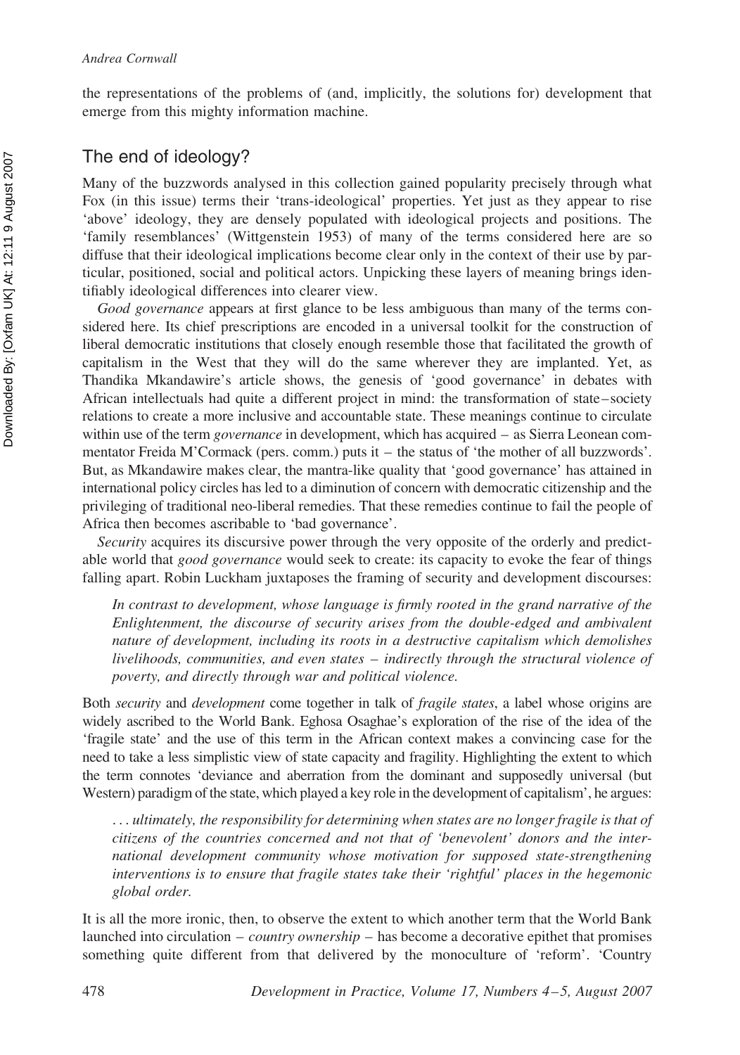the representations of the problems of (and, implicitly, the solutions for) development that emerge from this mighty information machine.

## The end of ideology?

Many of the buzzwords analysed in this collection gained popularity precisely through what Fox (in this issue) terms their 'trans-ideological' properties. Yet just as they appear to rise 'above' ideology, they are densely populated with ideological projects and positions. The 'family resemblances' (Wittgenstein 1953) of many of the terms considered here are so diffuse that their ideological implications become clear only in the context of their use by particular, positioned, social and political actors. Unpicking these layers of meaning brings identifiably ideological differences into clearer view.

*Good governance* appears at first glance to be less ambiguous than many of the terms considered here. Its chief prescriptions are encoded in a universal toolkit for the construction of liberal democratic institutions that closely enough resemble those that facilitated the growth of capitalism in the West that they will do the same wherever they are implanted. Yet, as Thandika Mkandawire's article shows, the genesis of 'good governance' in debates with African intellectuals had quite a different project in mind: the transformation of state–society relations to create a more inclusive and accountable state. These meanings continue to circulate within use of the term *governance* in development, which has acquired – as Sierra Leonean commentator Freida M'Cormack (pers. comm.) puts it – the status of 'the mother of all buzzwords'. But, as Mkandawire makes clear, the mantra-like quality that 'good governance' has attained in international policy circles has led to a diminution of concern with democratic citizenship and the privileging of traditional neo-liberal remedies. That these remedies continue to fail the people of Africa then becomes ascribable to 'bad governance'.

*Security* acquires its discursive power through the very opposite of the orderly and predictable world that *good governance* would seek to create: its capacity to evoke the fear of things falling apart. Robin Luckham juxtaposes the framing of security and development discourses:

> *In contrast to development, whose language is firmly rooted in the grand narrative of the Enlightenment, the discourse of security arises from the double-edged and ambivalent nature of development, including its roots in a destructive capitalism which demolishes livelihoods, communities, and even states – indirectly through the structural violence of poverty, and directly through war and political violence.*

Both *security* and *development* come together in talk of *fragile states*, a label whose origins are widely ascribed to the World Bank. Eghosa Osaghae's exploration of the rise of the idea of the 'fragile state' and the use of this term in the African context makes a convincing case for the need to take a less simplistic view of state capacity and fragility. Highlighting the extent to which the term connotes 'deviance and aberration from the dominant and supposedly universal (but Western) paradigm of the state, which played a key role in the development of capitalism', he argues:

> *. . . ultimately, the responsibility for determining when states are no longer fragile is that of citizens of the countries concerned and not that of 'benevolent' donors and the international development community whose motivation for supposed state-strengthening interventions is to ensure that fragile states take their 'rightful' places in the hegemonic global order.*

It is all the more ironic, then, to observe the extent to which another term that the World Bank launched into circulation – *country ownership* – has become a decorative epithet that promises something quite different from that delivered by the monoculture of 'reform'. 'Country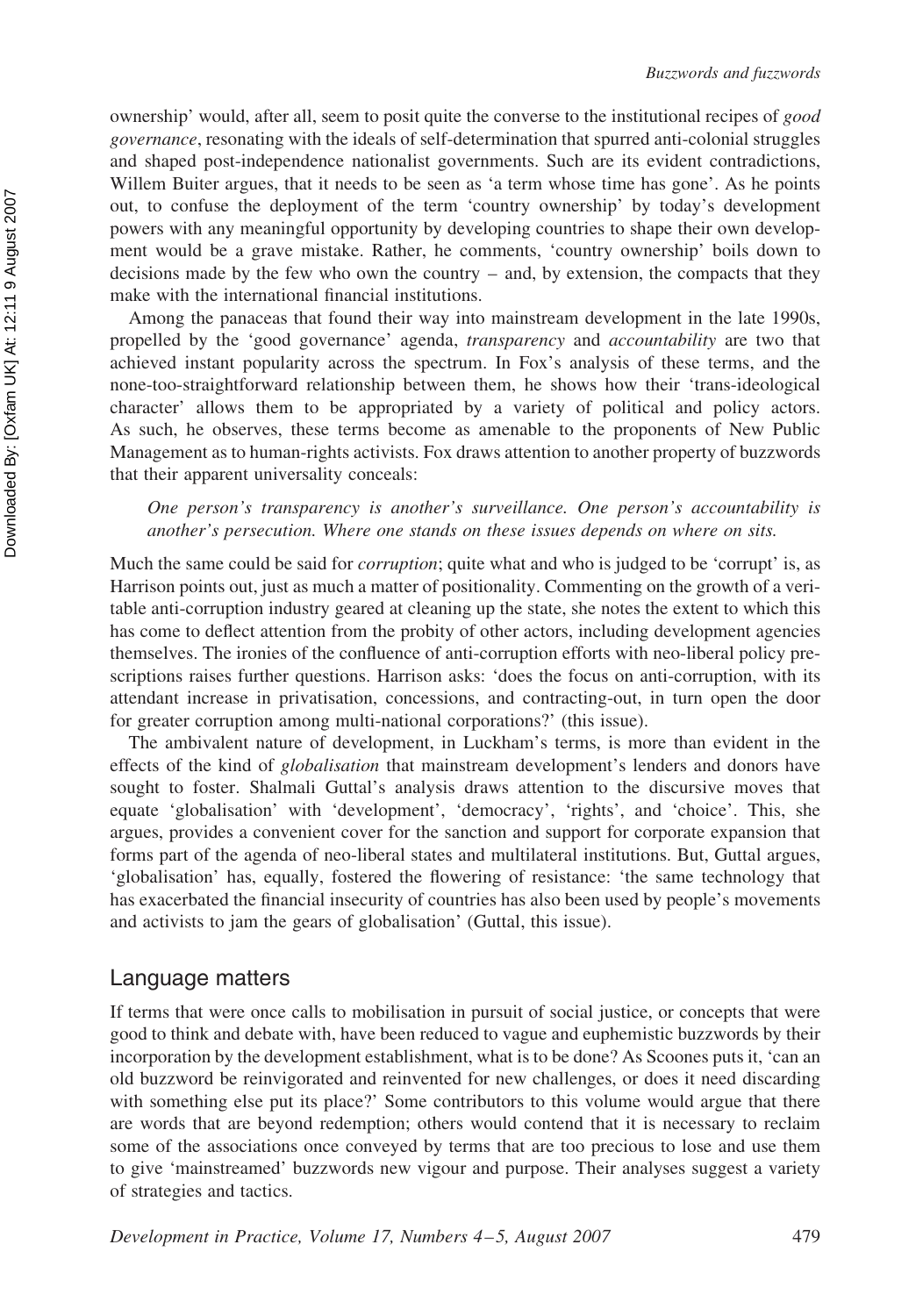ownership' would, after all, seem to posit quite the converse to the institutional recipes of *good governance*, resonating with the ideals of self-determination that spurred anti-colonial struggles and shaped post-independence nationalist governments. Such are its evident contradictions, Willem Buiter argues, that it needs to be seen as 'a term whose time has gone'. As he points out, to confuse the deployment of the term 'country ownership' by today's development powers with any meaningful opportunity by developing countries to shape their own development would be a grave mistake. Rather, he comments, 'country ownership' boils down to decisions made by the few who own the country – and, by extension, the compacts that they make with the international financial institutions.

Among the panaceas that found their way into mainstream development in the late 1990s, propelled by the 'good governance' agenda, *transparency* and *accountability* are two that achieved instant popularity across the spectrum. In Fox's analysis of these terms, and the none-too-straightforward relationship between them, he shows how their 'trans-ideological character' allows them to be appropriated by a variety of political and policy actors. As such, he observes, these terms become as amenable to the proponents of New Public Management as to human-rights activists. Fox draws attention to another property of buzzwords that their apparent universality conceals:

> *One person's transparency is another's surveillance. One person's accountability is another's persecution. Where one stands on these issues depends on where on sits.*

Much the same could be said for *corruption*; quite what and who is judged to be 'corrupt' is, as Harrison points out, just as much a matter of positionality. Commenting on the growth of a veritable anti-corruption industry geared at cleaning up the state, she notes the extent to which this has come to deflect attention from the probity of other actors, including development agencies themselves. The ironies of the confluence of anti-corruption efforts with neo-liberal policy prescriptions raises further questions. Harrison asks: 'does the focus on anti-corruption, with its attendant increase in privatisation, concessions, and contracting-out, in turn open the door for greater corruption among multi-national corporations?' (this issue).

The ambivalent nature of development, in Luckham's terms, is more than evident in the effects of the kind of *globalisation* that mainstream development's lenders and donors have sought to foster. Shalmali Guttal's analysis draws attention to the discursive moves that equate 'globalisation' with 'development', 'democracy', 'rights', and 'choice'. This, she argues, provides a convenient cover for the sanction and support for corporate expansion that forms part of the agenda of neo-liberal states and multilateral institutions. But, Guttal argues, 'globalisation' has, equally, fostered the flowering of resistance: 'the same technology that has exacerbated the financial insecurity of countries has also been used by people's movements and activists to jam the gears of globalisation' (Guttal, this issue).

## Language matters

If terms that were once calls to mobilisation in pursuit of social justice, or concepts that were good to think and debate with, have been reduced to vague and euphemistic buzzwords by their incorporation by the development establishment, what is to be done? As Scoones puts it, 'can an old buzzword be reinvigorated and reinvented for new challenges, or does it need discarding with something else put its place?' Some contributors to this volume would argue that there are words that are beyond redemption; others would contend that it is necessary to reclaim some of the associations once conveyed by terms that are too precious to lose and use them to give 'mainstreamed' buzzwords new vigour and purpose. Their analyses suggest a variety of strategies and tactics.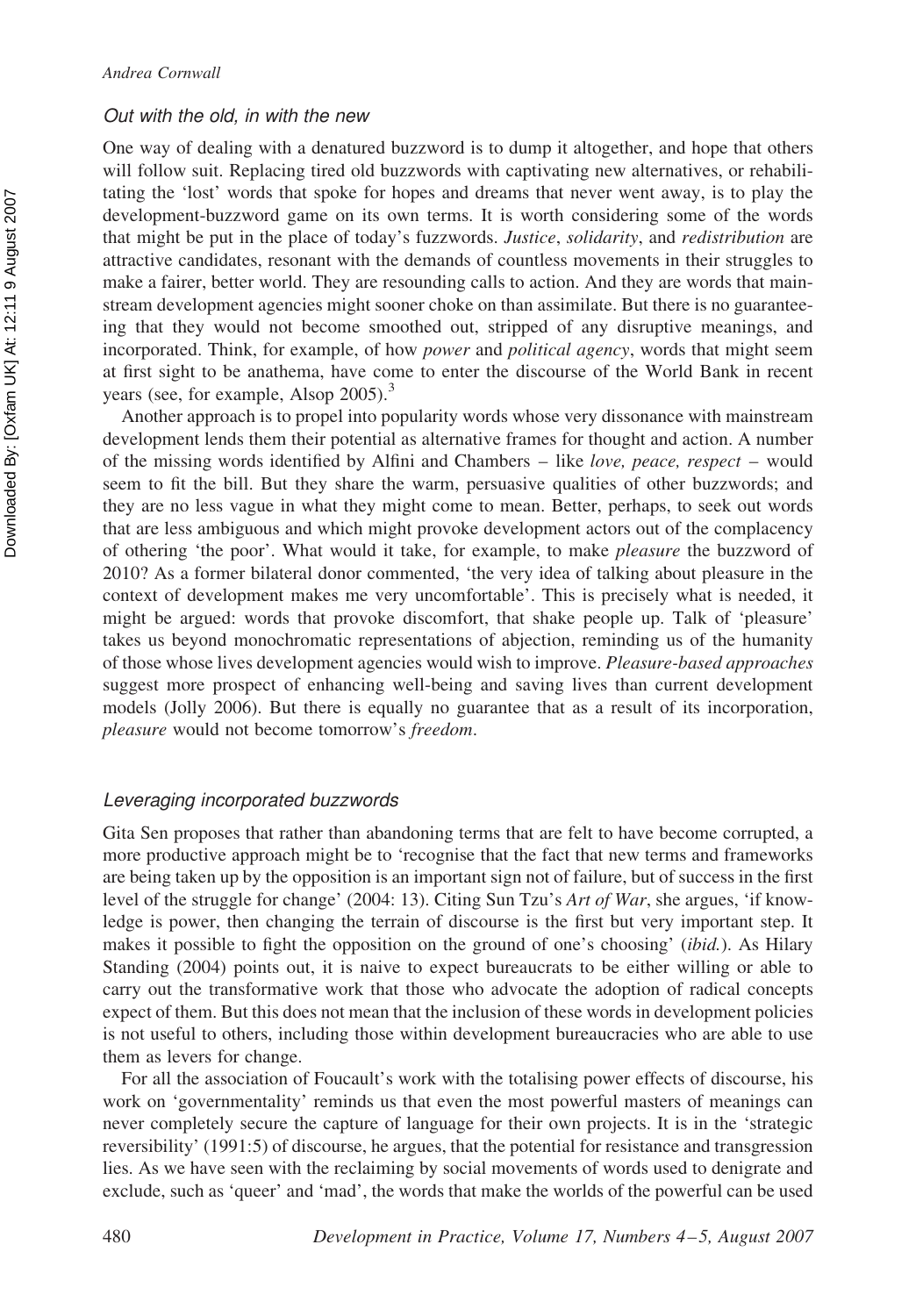### *Out with the old, in with the new*

One way of dealing with a denatured buzzword is to dump it altogether, and hope that others will follow suit. Replacing tired old buzzwords with captivating new alternatives, or rehabilitating the 'lost' words that spoke for hopes and dreams that never went away, is to play the development-buzzword game on its own terms. It is worth considering some of the words that might be put in the place of today's fuzzwords. *Justice*, *solidarity*, and *redistribution* are attractive candidates, resonant with the demands of countless movements in their struggles to make a fairer, better world. They are resounding calls to action. And they are words that mainstream development agencies might sooner choke on than assimilate. But there is no guaranteeing that they would not become smoothed out, stripped of any disruptive meanings, and incorporated. Think, for example, of how *power* and *political agency*, words that might seem at first sight to be anathema, have come to enter the discourse of the World Bank in recent years (see, for example, Alsop 2005).[3]

Another approach is to propel into popularity words whose very dissonance with mainstream development lends them their potential as alternative frames for thought and action. A number of the missing words identified by Alfini and Chambers – like *love, peace, respect* – would seem to fit the bill. But they share the warm, persuasive qualities of other buzzwords; and they are no less vague in what they might come to mean. Better, perhaps, to seek out words that are less ambiguous and which might provoke development actors out of the complacency of othering 'the poor'. What would it take, for example, to make *pleasure* the buzzword of 2010? As a former bilateral donor commented, 'the very idea of talking about pleasure in the context of development makes me very uncomfortable'. This is precisely what is needed, it might be argued: words that provoke discomfort, that shake people up. Talk of 'pleasure' takes us beyond monochromatic representations of abjection, reminding us of the humanity of those whose lives development agencies would wish to improve. *Pleasure-based approaches* suggest more prospect of enhancing well-being and saving lives than current development models (Jolly 2006). But there is equally no guarantee that as a result of its incorporation, *pleasure* would not become tomorrow's *freedom*.

### *Leveraging incorporated buzzwords*

Gita Sen proposes that rather than abandoning terms that are felt to have become corrupted, a more productive approach might be to 'recognise that the fact that new terms and frameworks are being taken up by the opposition is an important sign not of failure, but of success in the first level of the struggle for change' (2004: 13). Citing Sun Tzu's *Art of War*, she argues, 'if knowledge is power, then changing the terrain of discourse is the first but very important step. It makes it possible to fight the opposition on the ground of one's choosing' (*ibid.*). As Hilary Standing (2004) points out, it is naive to expect bureaucrats to be either willing or able to carry out the transformative work that those who advocate the adoption of radical concepts expect of them. But this does not mean that the inclusion of these words in development policies is not useful to others, including those within development bureaucracies who are able to use them as levers for change.

For all the association of Foucault's work with the totalising power effects of discourse, his work on 'governmentality' reminds us that even the most powerful masters of meanings can never completely secure the capture of language for their own projects. It is in the 'strategic reversibility' (1991:5) of discourse, he argues, that the potential for resistance and transgression lies. As we have seen with the reclaiming by social movements of words used to denigrate and exclude, such as 'queer' and 'mad', the words that make the worlds of the powerful can be used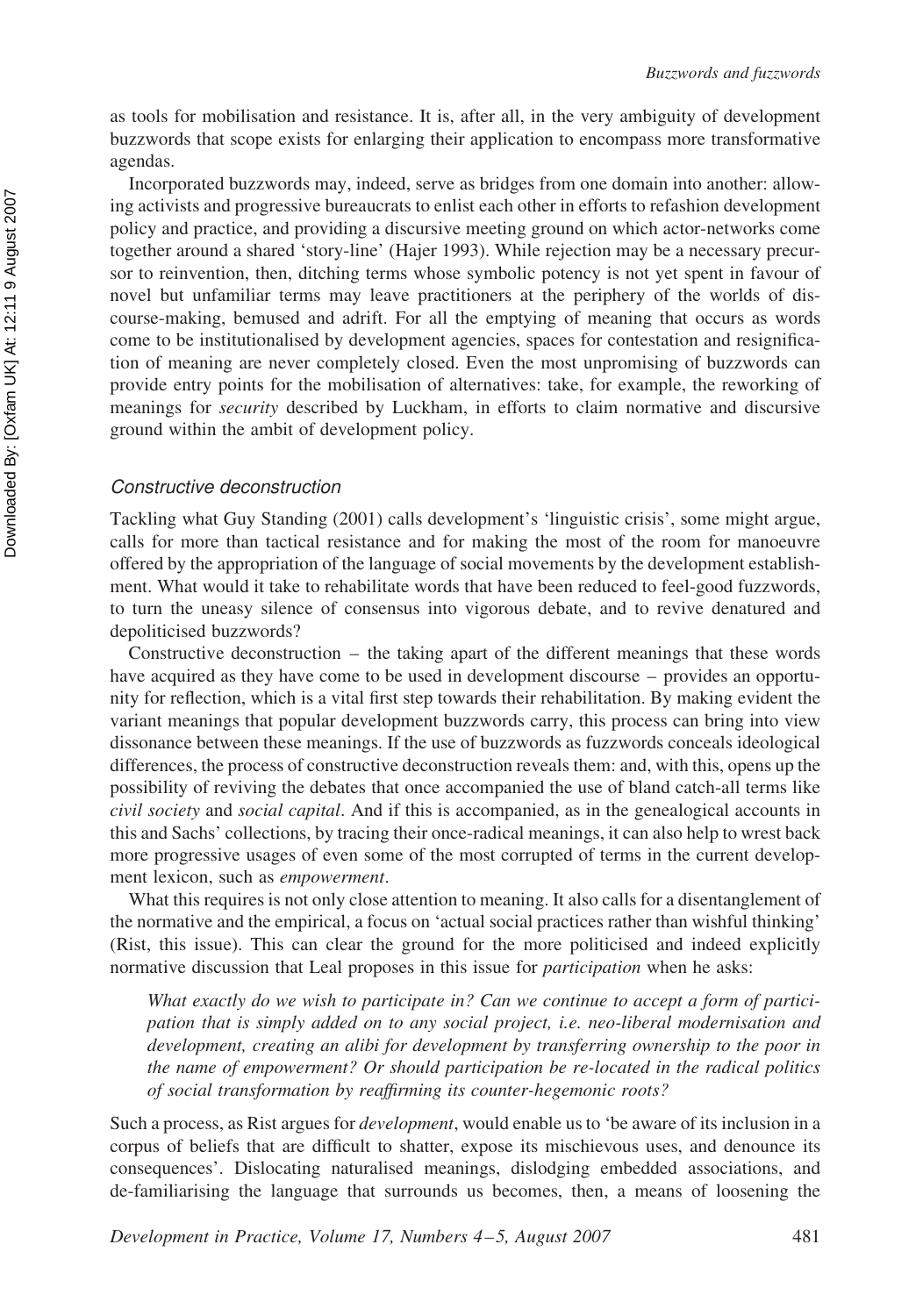as tools for mobilisation and resistance. It is, after all, in the very ambiguity of development buzzwords that scope exists for enlarging their application to encompass more transformative agendas.

Incorporated buzzwords may, indeed, serve as bridges from one domain into another: allowing activists and progressive bureaucrats to enlist each other in efforts to refashion development policy and practice, and providing a discursive meeting ground on which actor-networks come together around a shared 'story-line' (Hajer 1993). While rejection may be a necessary precursor to reinvention, then, ditching terms whose symbolic potency is not yet spent in favour of novel but unfamiliar terms may leave practitioners at the periphery of the worlds of discourse-making, bemused and adrift. For all the emptying of meaning that occurs as words come to be institutionalised by development agencies, spaces for contestation and resignification of meaning are never completely closed. Even the most unpromising of buzzwords can provide entry points for the mobilisation of alternatives: take, for example, the reworking of meanings for *security* described by Luckham, in efforts to claim normative and discursive ground within the ambit of development policy.

### *Constructive deconstruction*

Tackling what Guy Standing (2001) calls development's 'linguistic crisis', some might argue, calls for more than tactical resistance and for making the most of the room for manoeuvre offered by the appropriation of the language of social movements by the development establishment. What would it take to rehabilitate words that have been reduced to feel-good fuzzwords, to turn the uneasy silence of consensus into vigorous debate, and to revive denatured and depoliticised buzzwords?

Constructive deconstruction – the taking apart of the different meanings that these words have acquired as they have come to be used in development discourse – provides an opportunity for reflection, which is a vital first step towards their rehabilitation. By making evident the variant meanings that popular development buzzwords carry, this process can bring into view dissonance between these meanings. If the use of buzzwords as fuzzwords conceals ideological differences, the process of constructive deconstruction reveals them: and, with this, opens up the possibility of reviving the debates that once accompanied the use of bland catch-all terms like *civil society* and *social capital*. And if this is accompanied, as in the genealogical accounts in this and Sachs' collections, by tracing their once-radical meanings, it can also help to wrest back more progressive usages of even some of the most corrupted of terms in the current development lexicon, such as *empowerment*.

What this requires is not only close attention to meaning. It also calls for a disentanglement of the normative and the empirical, a focus on 'actual social practices rather than wishful thinking' (Rist, this issue). This can clear the ground for the more politicised and indeed explicitly normative discussion that Leal proposes in this issue for *participation* when he asks:

> *What exactly do we wish to participate in? Can we continue to accept a form of participation that is simply added on to any social project, i.e. neo-liberal modernisation and development, creating an alibi for development by transferring ownership to the poor in the name of empowerment? Or should participation be re-located in the radical politics of social transformation by reaffirming its counter-hegemonic roots?*

Such a process, as Rist argues for *development*, would enable us to 'be aware of its inclusion in a corpus of beliefs that are difficult to shatter, expose its mischievous uses, and denounce its consequences'. Dislocating naturalised meanings, dislodging embedded associations, and de-familiarising the language that surrounds us becomes, then, a means of loosening the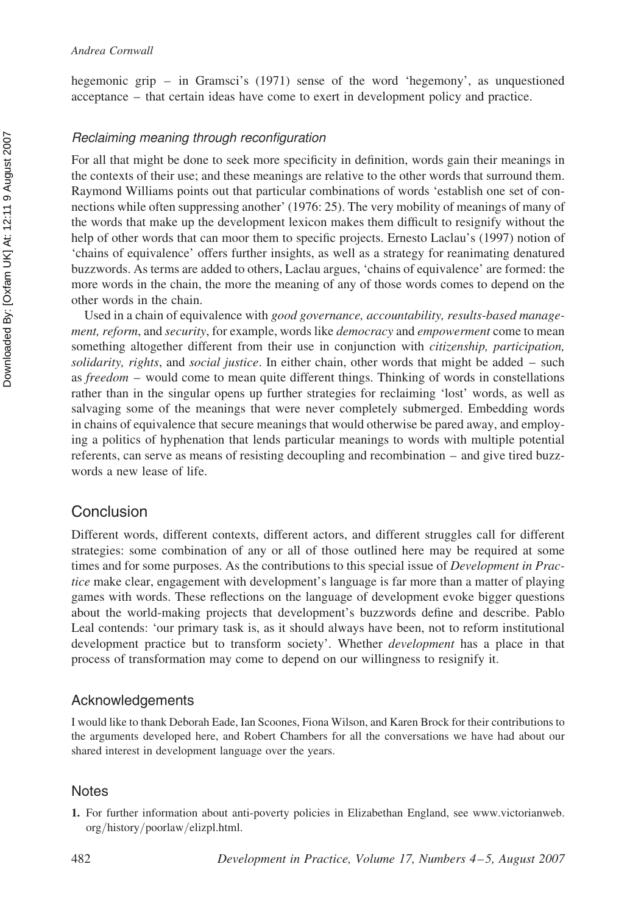hegemonic grip – in Gramsci's (1971) sense of the word 'hegemony', as unquestioned acceptance – that certain ideas have come to exert in development policy and practice.

### *Reclaiming meaning through reconfiguration*

For all that might be done to seek more specificity in definition, words gain their meanings in the contexts of their use; and these meanings are relative to the other words that surround them. Raymond Williams points out that particular combinations of words 'establish one set of connections while often suppressing another' (1976: 25). The very mobility of meanings of many of the words that make up the development lexicon makes them difficult to resignify without the help of other words that can moor them to specific projects. Ernesto Laclau's (1997) notion of 'chains of equivalence' offers further insights, as well as a strategy for reanimating denatured buzzwords. As terms are added to others, Laclau argues, 'chains of equivalence' are formed: the more words in the chain, the more the meaning of any of those words comes to depend on the other words in the chain.

Used in a chain of equivalence with *good governance, accountability, results-based management, reform*, and *security*, for example, words like *democracy* and *empowerment* come to mean something altogether different from their use in conjunction with *citizenship, participation, solidarity, rights*, and *social justice*. In either chain, other words that might be added – such as *freedom* – would come to mean quite different things. Thinking of words in constellations rather than in the singular opens up further strategies for reclaiming 'lost' words, as well as salvaging some of the meanings that were never completely submerged. Embedding words in chains of equivalence that secure meanings that would otherwise be pared away, and employing a politics of hyphenation that lends particular meanings to words with multiple potential referents, can serve as means of resisting decoupling and recombination – and give tired buzzwords a new lease of life.

## Conclusion

Different words, different contexts, different actors, and different struggles call for different strategies: some combination of any or all of those outlined here may be required at some times and for some purposes. As the contributions to this special issue of *Development in Practice* make clear, engagement with development's language is far more than a matter of playing games with words. These reflections on the language of development evoke bigger questions about the world-making projects that development's buzzwords define and describe. Pablo Leal contends: 'our primary task is, as it should always have been, not to reform institutional development practice but to transform society'. Whether *development* has a place in that process of transformation may come to depend on our willingness to resignify it.

## Acknowledgements

I would like to thank Deborah Eade, Ian Scoones, Fiona Wilson, and Karen Brock for their contributions to the arguments developed here, and Robert Chambers for all the conversations we have had about our shared interest in development language over the years.

## Notes

1. For further information about anti-poverty policies in Elizabethan England, see www.victorianweb.org/history/poorlaw/elizpl.html.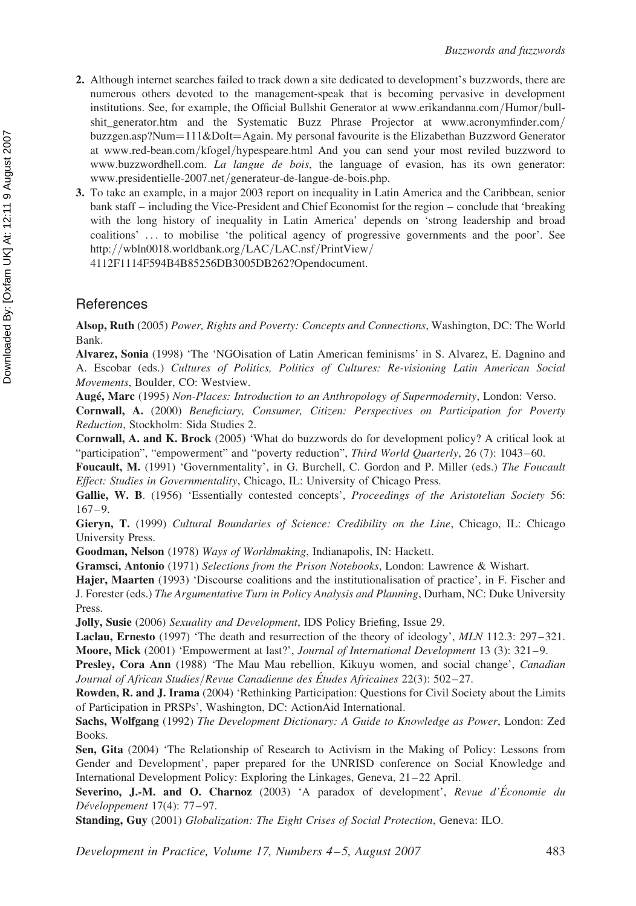2. Although internet searches failed to track down a site dedicated to development's buzzwords, there are numerous others devoted to the management-speak that is becoming pervasive in development institutions. See, for example, the Official Bullshit Generator at www.erikandanna.com/Humor/bullshit_generator.htm and the Systematic Buzz Phrase Projector at www.acronymfinder.com/buzzgen.asp?Num=111&DoIt=Again. My personal favourite is the Elizabethan Buzzword Generator at www.red-bean.com/kfogel/hypespeare.html And you can send your most reviled buzzword to www.buzzwordhell.com. *La langue de bois*, the language of evasion, has its own generator: www.presidentielle-2007.net/generateur-de-langue-de-bois.php.
3. To take an example, in a major 2003 report on inequality in Latin America and the Caribbean, senior bank staff – including the Vice-President and Chief Economist for the region – conclude that 'breaking with the long history of inequality in Latin America' depends on 'strong leadership and broad coalitions' ... to mobilise 'the political agency of progressive governments and the poor'. See http://wbln0018.worldbank.org/LAC/LAC.nsf/PrintView/4112F1114F594B4B85256DB3005DB262?Opendocument.

## References

**Alsop, Ruth** (2005) *Power, Rights and Poverty: Concepts and Connections*, Washington, DC: The World Bank.

**Alvarez, Sonia** (1998) 'The 'NGOisation of Latin American feminisms' in S. Alvarez, E. Dagnino and A. Escobar (eds.) *Cultures of Politics, Politics of Cultures: Re-visioning Latin American Social Movements*, Boulder, CO: Westview.

**Augé, Marc** (1995) *Non-Places: Introduction to an Anthropology of Supermodernity*, London: Verso.

**Cornwall, A.** (2000) *Beneficiary, Consumer, Citizen: Perspectives on Participation for Poverty Reduction*, Stockholm: Sida Studies 2.

**Cornwall, A. and K. Brock** (2005) 'What do buzzwords do for development policy? A critical look at "participation", "empowerment" and "poverty reduction", *Third World Quarterly*, 26 (7): 1043–60.

**Foucault, M.** (1991) 'Governmentality', in G. Burchell, C. Gordon and P. Miller (eds.) *The Foucault Effect: Studies in Governmentality*, Chicago, IL: University of Chicago Press.

**Gallie, W. B**. (1956) 'Essentially contested concepts', *Proceedings of the Aristotelian Society* 56: 167–9.

**Gieryn, T.** (1999) *Cultural Boundaries of Science: Credibility on the Line*, Chicago, IL: Chicago University Press.

**Goodman, Nelson** (1978) *Ways of Worldmaking*, Indianapolis, IN: Hackett.

**Gramsci, Antonio** (1971) *Selections from the Prison Notebooks*, London: Lawrence & Wishart.

**Hajer, Maarten** (1993) 'Discourse coalitions and the institutionalisation of practice', in F. Fischer and J. Forester (eds.) *The Argumentative Turn in Policy Analysis and Planning*, Durham, NC: Duke University Press.

**Jolly, Susie** (2006) *Sexuality and Development*, IDS Policy Briefing, Issue 29.

**Laclau, Ernesto** (1997) 'The death and resurrection of the theory of ideology', *MLN* 112.3: 297–321.

**Moore, Mick** (2001) 'Empowerment at last?', *Journal of International Development* 13 (3): 321–9.

**Presley, Cora Ann** (1988) 'The Mau Mau rebellion, Kikuyu women, and social change', *Canadian Journal of African Studies/Revue Canadienne des Études Africaines* 22(3): 502–27.

**Rowden, R. and J. Irama** (2004) 'Rethinking Participation: Questions for Civil Society about the Limits of Participation in PRSPs', Washington, DC: ActionAid International.

**Sachs, Wolfgang** (1992) *The Development Dictionary: A Guide to Knowledge as Power*, London: Zed Books.

**Sen, Gita** (2004) 'The Relationship of Research to Activism in the Making of Policy: Lessons from Gender and Development', paper prepared for the UNRISD conference on Social Knowledge and International Development Policy: Exploring the Linkages, Geneva, 21–22 April.

**Severino, J.-M. and O. Charnoz** (2003) 'A paradox of development', *Revue d'Économie du Développement* 17(4): 77–97.

**Standing, Guy** (2001) *Globalization: The Eight Crises of Social Protection*, Geneva: ILO.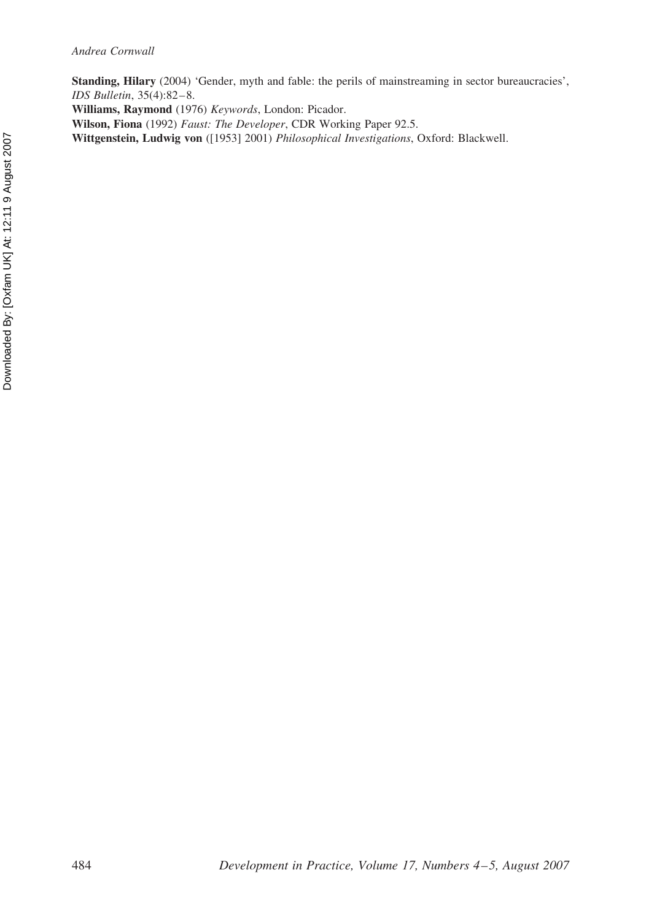**Standing, Hilary** (2004) 'Gender, myth and fable: the perils of mainstreaming in sector bureaucracies', *IDS Bulletin*, 35(4):82–8.

**Williams, Raymond** (1976) *Keywords*, London: Picador.

**Wilson, Fiona** (1992) *Faust: The Developer*, CDR Working Paper 92.5.

**Wittgenstein, Ludwig von** ([1953] 2001) *Philosophical Investigations*, Oxford: Blackwell.